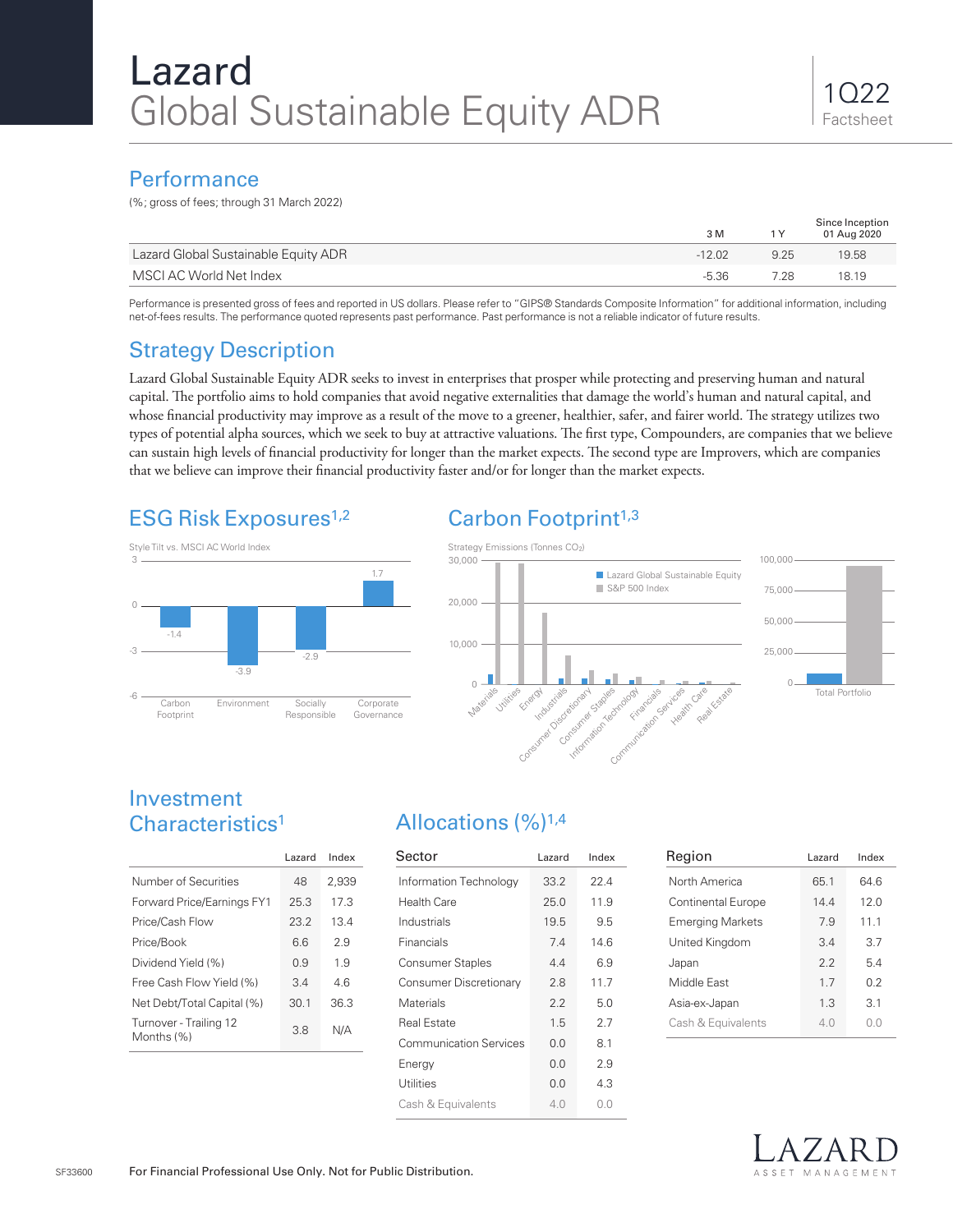# Lazard Global Sustainable Equity ADR

1Q22 Factsheet

## Performance

(%; gross of fees; through 31 March 2022)

| | 3 M | 1 Y | Since Inception 01 Aug 2020 |
|---|---|---|---|
| Lazard Global Sustainable Equity ADR | -12.02 | 9.25 | 19.58 |
| MSCI AC World Net Index | -5.36 | 7.28 | 18.19 |

Performance is presented gross of fees and reported in US dollars. Please refer to "GIPS® Standards Composite Information" for additional information, including net-of-fees results. The performance quoted represents past performance. Past performance is not a reliable indicator of future results.

## Strategy Description

Lazard Global Sustainable Equity ADR seeks to invest in enterprises that prosper while protecting and preserving human and natural capital. The portfolio aims to hold companies that avoid negative externalities that damage the world's human and natural capital, and whose financial productivity may improve as a result of the move to a greener, healthier, safer, and fairer world. The strategy utilizes two types of potential alpha sources, which we seek to buy at attractive valuations. The first type, Compounders, are companies that we believe can sustain high levels of financial productivity for longer than the market expects. The second type are Improvers, which are companies that we believe can improve their financial productivity faster and/or for longer than the market expects.

## ESG Risk Exposures[1,2]

Style Tilt vs. MSCI AC World Index

| | Carbon Footprint | Environment | Socially Responsible | Corporate Governance |
|---|---|---|---|---|
| Style Tilt | -1.4 | -3.9 | -2.9 | 1.7 |

## Carbon Footprint[1,3]

Strategy Emissions (Tonnes $CO_2$)

Lazard Global Sustainable Equity vs. S&P 500 Index by sector: Materials, Utilities, Energy, Industrials, Consumer Discretionary, Consumer Staples, Information Technology, Financials, Communication Services, Health Care, Real Estate; Total Portfolio

## Investment Characteristics[1]

| | Lazard | Index |
|---|---|---|
| Number of Securities | 48 | 2,939 |
| Forward Price/Earnings FY1 | 25.3 | 17.3 |
| Price/Cash Flow | 23.2 | 13.4 |
| Price/Book | 6.6 | 2.9 |
| Dividend Yield (%) | 0.9 | 1.9 |
| Free Cash Flow Yield (%) | 3.4 | 4.6 |
| Net Debt/Total Capital (%) | 30.1 | 36.3 |
| Turnover - Trailing 12 Months (%) | 3.8 | N/A |

## Allocations (%)[1,4]

| Sector | Lazard | Index |
|---|---|---|
| Information Technology | 33.2 | 22.4 |
| Health Care | 25.0 | 11.9 |
| Industrials | 19.5 | 9.5 |
| Financials | 7.4 | 14.6 |
| Consumer Staples | 4.4 | 6.9 |
| Consumer Discretionary | 2.8 | 11.7 |
| Materials | 2.2 | 5.0 |
| Real Estate | 1.5 | 2.7 |
| Communication Services | 0.0 | 8.1 |
| Energy | 0.0 | 2.9 |
| Utilities | 0.0 | 4.3 |
| Cash & Equivalents | 4.0 | 0.0 |

| Region | Lazard | Index |
|---|---|---|
| North America | 65.1 | 64.6 |
| Continental Europe | 14.4 | 12.0 |
| Emerging Markets | 7.9 | 11.1 |
| United Kingdom | 3.4 | 3.7 |
| Japan | 2.2 | 5.4 |
| Middle East | 1.7 | 0.2 |
| Asia-ex-Japan | 1.3 | 3.1 |
| Cash & Equivalents | 4.0 | 0.0 |

SF33600

For Financial Professional Use Only. Not for Public Distribution.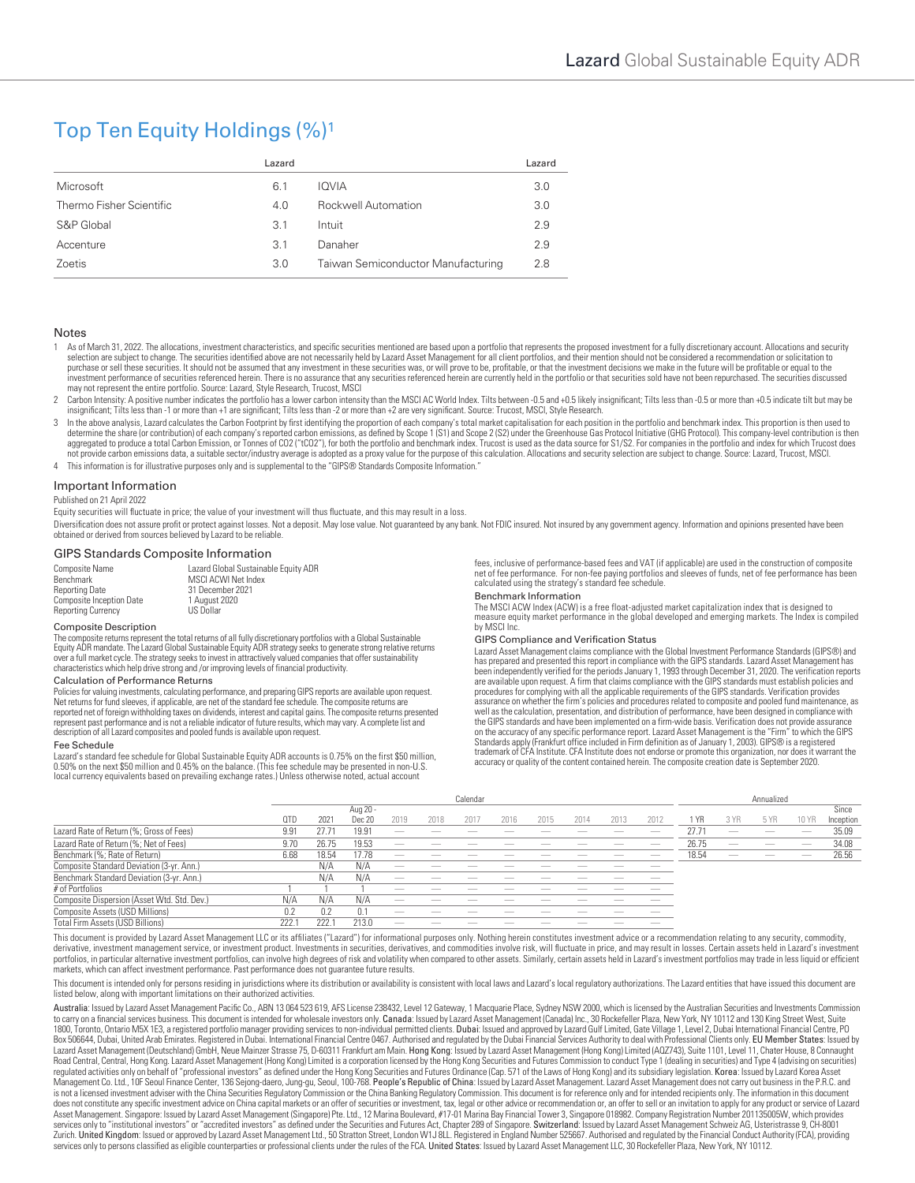# Top Ten Equity Holdings (%)[1]

| | Lazard | | Lazard |
|---|---|---|---|
| Microsoft | 6.1 | IQVIA | 3.0 |
| Thermo Fisher Scientific | 4.0 | Rockwell Automation | 3.0 |
| S&P Global | 3.1 | Intuit | 2.9 |
| Accenture | 3.1 | Danaher | 2.9 |
| Zoetis | 3.0 | Taiwan Semiconductor Manufacturing | 2.8 |

## Notes

1 As of March 31, 2022. The allocations, investment characteristics, and specific securities mentioned are based upon a portfolio that represents the proposed investment for a fully discretionary account. Allocations and security selection are subject to change. The securities identified above are not necessarily held by Lazard Asset Management for all client portfolios, and their mention should not be considered a recommendation or solicitation to purchase or sell these securities. It should not be assumed that any investment in these securities was, or will prove to be, profitable, or that the investment decisions we make in the future will be profitable or equal to the investment performance of securities referenced herein. There is no assurance that any securities referenced herein are currently held in the portfolio or that securities sold have not been repurchased. The securities discussed may not represent the entire portfolio. Source: Lazard, Style Research, Trucost, MSCI

2 Carbon Intensity: A positive number indicates the portfolio has a lower carbon intensity than the MSCI AC World Index. Tilts between -0.5 and +0.5 likely insignificant; Tilts less than -0.5 or more than +0.5 indicate tilt but may be insignificant; Tilts less than -1 or more than +1 are significant; Tilts less than -2 or more than +2 are very significant. Source: Trucost, MSCI, Style Research.

3 In the above analysis, Lazard calculates the Carbon Footprint by first identifying the proportion of each company's total market capitalisation for each position in the portfolio and benchmark index. This proportion is then used to determine the share (or contribution) of each company's reported carbon emissions, as defined by Scope 1 (S1) and Scope 2 (S2) under the Greenhouse Gas Protocol Initiative (GHG Protocol). This company-level contribution is then aggregated to produce a total Carbon Emission, or Tonnes of CO2 ("tCO2"), for both the portfolio and benchmark index. Trucost is used as the data source for S1/S2. For companies in the portfolio and index for which Trucost does not provide carbon emissions data, a suitable sector/industry average is adopted as a proxy value for the purpose of this calculation. Allocations and security selection are subject to change. Source: Lazard, Trucost, MSCI.

4 This information is for illustrative purposes only and is supplemental to the "GIPS® Standards Composite Information."

## Important Information

Published on 21 April 2022

Equity securities will fluctuate in price; the value of your investment will thus fluctuate, and this may result in a loss.

Diversification does not assure profit or protect against losses. Not a deposit. May lose value. Not guaranteed by any bank. Not FDIC insured. Not insured by any government agency. Information and opinions presented have been obtained or derived from sources believed by Lazard to be reliable.

## GIPS Standards Composite Information

| | |
|---|---|
| Composite Name | Lazard Global Sustainable Equity ADR |
| Benchmark | MSCI ACWI Net Index |
| Reporting Date | 31 December 2021 |
| Composite Inception Date | 1 August 2020 |
| Reporting Currency | US Dollar |

### Composite Description

The composite returns represent the total returns of all fully discretionary portfolios with a Global Sustainable Equity ADR mandate. The Lazard Global Sustainable Equity ADR strategy seeks to generate strong relative returns over a full market cycle. The strategy seeks to invest in attractively valued companies that offer sustainability characteristics which help drive strong and /or improving levels of financial productivity.

### Calculation of Performance Returns

Policies for valuing investments, calculating performance, and preparing GIPS reports are available upon request. Net returns for fund sleeves, if applicable, are net of the standard fee schedule. The composite returns are reported net of foreign withholding taxes on dividends, interest and capital gains. The composite returns presented represent past performance and is not a reliable indicator of future results, which may vary. A complete list and description of all Lazard composites and pooled funds is available upon request.

### Fee Schedule

Lazard's standard fee schedule for Global Sustainable Equity ADR accounts is 0.75% on the first $50 million, 0.50% on the next $50 million and 0.45% on the balance. (This fee schedule may be presented in non-U.S. local currency equivalents based on prevailing exchange rates.) Unless otherwise noted, actual account fees, inclusive of performance-based fees and VAT (if applicable) are used in the construction of composite net of fee performance. For non-fee paying portfolios and sleeves of funds, net of fee performance has been calculated using the strategy's standard fee schedule.

### Benchmark Information

The MSCI ACW Index (ACWI) is a free float-adjusted market capitalization index that is designed to measure equity market performance in the global developed and emerging markets. The Index is compiled by MSCI Inc.

### GIPS Compliance and Verification Status

Lazard Asset Management claims compliance with the Global Investment Performance Standards (GIPS®) and has prepared and presented this report in compliance with the GIPS standards. Lazard Asset Management has been independently verified for the periods January 1, 1993 through December 31, 2020. The verification reports are available upon request. A firm that claims compliance with the GIPS standards must establish policies and procedures for complying with all the applicable requirements of the GIPS standards. Verification provides assurance on whether the firm's policies and procedures related to composite and pooled fund maintenance, as well as the calculation, presentation, and distribution of performance, have been designed in compliance with the GIPS standards and have been implemented on a firm-wide basis. Verification does not provide assurance on the accuracy of any specific performance report. Lazard Asset Management is the "Firm" to which the GIPS Standards apply (Frankfurt office included in Firm definition as of January 1, 2003). GIPS® is a registered trademark of CFA Institute. CFA Institute does not endorse or promote this organization, nor does it warrant the accuracy or quality of the content contained herein. The composite creation date is September 2020.

| | Calendar | | | | | | | | | | | | Annualized | | | | |
|---|---|---|---|---|---|---|---|---|---|---|---|---|---|---|---|---|---|
| | QTD | 2021 | Aug 20 - Dec 20 | 2019 | 2018 | 2017 | 2016 | 2015 | 2014 | 2013 | 2012 | 1 YR | 3 YR | 5 YR | 10 YR | Since Inception |
| Lazard Rate of Return (%; Gross of Fees) | 9.91 | 27.71 | 19.91 | — | — | — | — | — | — | — | — | 27.71 | — | — | — | 35.09 |
| Lazard Rate of Return (%; Net of Fees) | 9.70 | 26.75 | 19.53 | — | — | — | — | — | — | — | — | 26.75 | — | — | — | 34.08 |
| Benchmark (%; Rate of Return) | 6.68 | 18.54 | 17.78 | — | — | — | — | — | — | — | — | 18.54 | — | — | — | 26.56 |
| Composite Standard Deviation (3-yr. Ann.) | | N/A | N/A | — | — | — | — | — | — | — | — | | | | | |
| Benchmark Standard Deviation (3-yr. Ann.) | | N/A | N/A | — | — | — | — | — | — | — | — | | | | | |
| # of Portfolios | 1 | 1 | 1 | — | — | — | — | — | — | — | — | | | | | |
| Composite Dispersion (Asset Wtd. Std. Dev.) | N/A | N/A | N/A | — | — | — | — | — | — | — | — | | | | | |
| Composite Assets (USD Millions) | 0.2 | 0.2 | 0.1 | — | — | — | — | — | — | — | — | | | | | |
| Total Firm Assets (USD Billions) | 222.1 | 222.1 | 213.0 | — | — | — | — | — | — | — | — | | | | | |

This document is provided by Lazard Asset Management LLC or its affiliates ("Lazard") for informational purposes only. Nothing herein constitutes investment advice or a recommendation relating to any security, commodity, derivative, investment management service, or investment product. Investments in securities, derivatives, and commodities involve risk, will fluctuate in price, and may result in losses. Certain assets held in Lazard's investment portfolios, in particular alternative investment portfolios, can involve high degrees of risk and volatility when compared to other assets. Similarly, certain assets held in Lazard's investment portfolios may trade in less liquid or efficient markets, which can affect investment performance. Past performance does not guarantee future results.

This document is intended only for persons residing in jurisdictions where its distribution or availability is consistent with local laws and Lazard's local regulatory authorizations. The Lazard entities that have issued this document are listed below, along with important limitations on their authorized activities.

**Australia**: Issued by Lazard Asset Management Pacific Co., ABN 13 064 523 619, AFS License 238432, Level 12 Gateway, 1 Macquarie Place, Sydney NSW 2000, which is licensed by the Australian Securities and Investments Commission to carry on a financial services business. This document is intended for wholesale investors only. **Canada**: Issued by Lazard Asset Management (Canada) Inc., 30 Rockefeller Plaza, New York, NY 10112 and 130 King Street West, Suite 1800, Toronto, Ontario M5X 1E3, a registered portfolio manager providing services to non-individual permitted clients. **Dubai**: Issued and approved by Lazard Gulf Limited, Gate Village 1, Level 2, Dubai International Financial Centre, PO Box 506644, Dubai, United Arab Emirates. Registered in Dubai. International Financial Centre 0467. Authorised and regulated by the Dubai Financial Services Authority to deal with Professional Clients only. **EU Member States**: Issued by Lazard Asset Management (Deutschland) GmbH, Neue Mainzer Strasse 75, D-60311 Frankfurt am Main. **Hong Kong**: Issued by Lazard Asset Management (Hong Kong) Limited (AQZ743), Suite 1101, Level 11, Chater House, 8 Connaught Road Central, Central, Hong Kong. Lazard Asset Management (Hong Kong) Limited is a corporation licensed by the Hong Kong Securities and Futures Commission to conduct Type 1 (dealing in securities) and Type 4 (advising on securities) regulated activities only on behalf of "professional investors" as defined under the Hong Kong Securities and Futures Ordinance (Cap. 571 of the Laws of Hong Kong) and its subsidiary legislation. **Korea**: Issued by Lazard Korea Asset Management Co. Ltd., 10F Seoul Finance Center, 136 Sejong-daero, Jung-gu, Seoul, 100-768. **People's Republic of China**: Issued by Lazard Asset Management. Lazard Asset Management does not carry out business in the P.R.C. and is not a licensed investment adviser with the China Securities Regulatory Commission or the China Banking Regulatory Commission. This document is for reference only and for intended recipients only. The information in this document does not constitute any specific investment advice on China capital markets or an offer of securities or investment, tax, legal or other advice or recommendation or, an offer to sell or an invitation to apply for any product or service of Lazard Asset Management. **Singapore**: Issued by Lazard Asset Management (Singapore) Pte. Ltd., 12 Marina Boulevard, #17-01 Marina Bay Financial Tower 3, Singapore 018982. Company Registration Number 201135005W, which provides services only to "institutional investors" or "accredited investors" as defined under the Securities and Futures Act, Chapter 289 of Singapore. **Switzerland**: Issued by Lazard Asset Management Schweiz AG, Usteristrasse 9, CH-8001 Zurich. **United Kingdom**: Issued or approved by Lazard Asset Management Ltd., 50 Stratton Street, London W1J 8LL. Registered in England Number 525667. Authorised and regulated by the Financial Conduct Authority (FCA), providing services only to persons classified as eligible counterparties or professional clients under the rules of the FCA. **United States**: Issued by Lazard Asset Management LLC, 30 Rockefeller Plaza, New York, NY 10112.